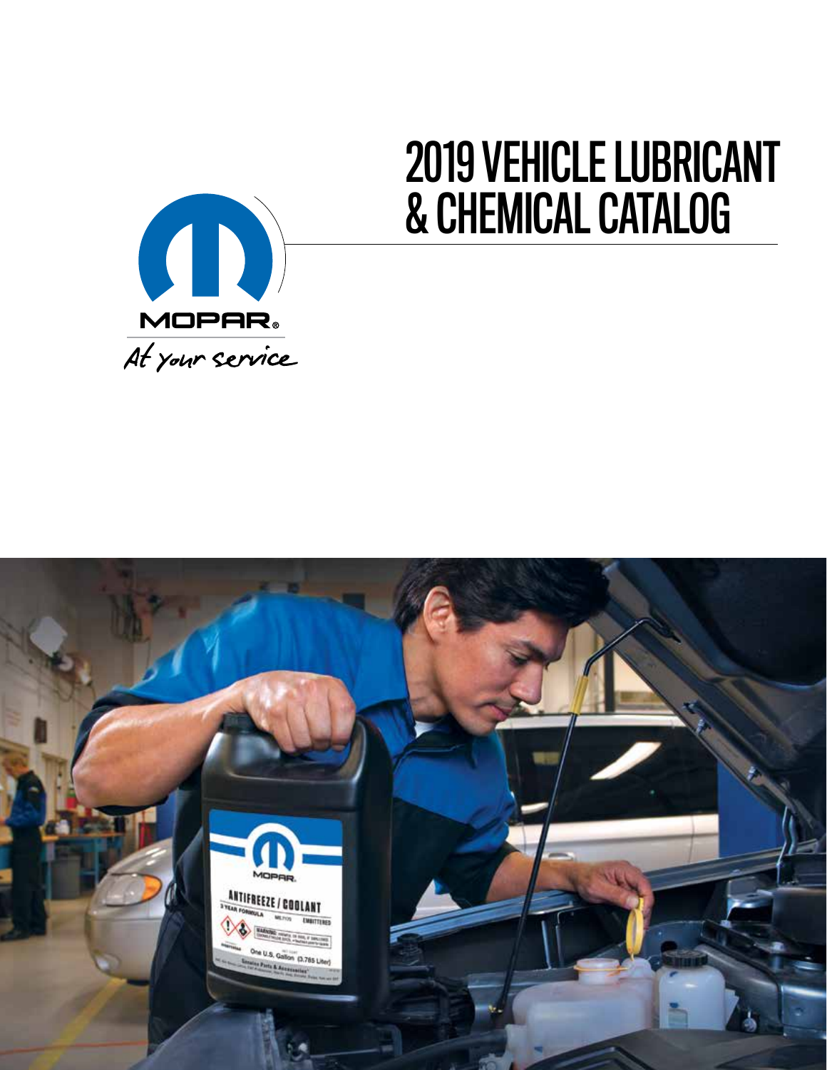# 2019 VEHICLE LUBRICANT & CHEMICAL CATALOG

MOPAR®

At your service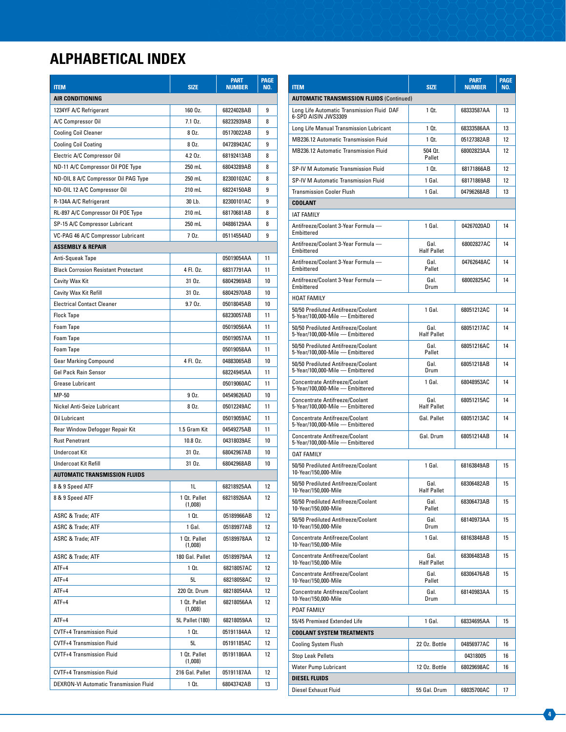# ALPHABETICAL INDEX

| ITEM | SIZE | PART NUMBER | PAGE NO. |
|---|---|---|---|
| **AIR CONDITIONING** | | | |
| 1234YF A/C Refrigerant | 160 Oz. | 68224028AB | 9 |
| A/C Compressor Oil | 7.1 Oz. | 68232939AB | 8 |
| Cooling Coil Cleaner | 8 Oz. | 05170022AB | 9 |
| Cooling Coil Coating | 8 Oz. | 04728942AC | 9 |
| Electric A/C Compressor Oil | 4.2 Oz. | 68192413AB | 8 |
| ND-11 A/C Compressor Oil POE Type | 250 mL | 68043289AB | 8 |
| ND-OIL 8 A/C Compressor Oil PAG Type | 250 mL | 82300102AC | 8 |
| ND-OIL 12 A/C Compressor Oil | 210 mL | 68224150AB | 9 |
| R-134A A/C Refrigerant | 30 Lb. | 82300101AC | 9 |
| RL-897 A/C Compressor Oil POE Type | 210 mL | 68170681AB | 8 |
| SP-15 A/C Compressor Lubricant | 250 mL | 04886129AA | 8 |
| VC-PAG 46 A/C Compressor Lubricant | 7 Oz. | 05114554AD | 9 |
| **ASSEMBLY & REPAIR** | | | |
| Anti-Squeak Tape | | 05019054AA | 11 |
| Black Corrosion Resistant Protectant | 4 Fl. Oz. | 68317791AA | 11 |
| Cavity Wax Kit | 31 Oz. | 68042969AB | 10 |
| Cavity Wax Kit Refill | 31 Oz. | 68042970AB | 10 |
| Electrical Contact Cleaner | 9.7 Oz. | 05018045AB | 10 |
| Flock Tape | | 68230057AB | 11 |
| Foam Tape | | 05019056AA | 11 |
| Foam Tape | | 05019057AA | 11 |
| Foam Tape | | 05019058AA | 11 |
| Gear Marking Compound | 4 Fl. Oz. | 04883065AB | 10 |
| Gel Pack Rain Sensor | | 68224945AA | 11 |
| Grease Lubricant | | 05019060AC | 11 |
| MP-50 | 9 Oz. | 04549626AD | 10 |
| Nickel Anti-Seize Lubricant | 8 Oz. | 05012249AC | 11 |
| Oil Lubricant | | 05019059AC | 11 |
| Rear Window Defogger Repair Kit | 1.5 Gram Kit | 04549275AB | 11 |
| Rust Penetrant | 10.8 Oz. | 04318039AE | 10 |
| Undercoat Kit | 31 Oz. | 68042967AB | 10 |
| Undercoat Kit Refill | 31 Oz. | 68042968AB | 10 |
| **AUTOMATIC TRANSMISSION FLUIDS** | | | |
| 8 & 9 Speed ATF | 1L | 68218925AA | 12 |
| 8 & 9 Speed ATF | 1 Qt. Pallet (1,008) | 68218926AA | 12 |
| ASRC & Trade; ATF | 1 Qt. | 05189966AB | 12 |
| ASRC & Trade; ATF | 1 Gal. | 05189977AB | 12 |
| ASRC & Trade; ATF | 1 Qt. Pallet (1,008) | 05189978AA | 12 |
| ASRC & Trade; ATF | 180 Gal. Pallet | 05189979AA | 12 |
| ATF+4 | 1 Qt. | 68218057AC | 12 |
| ATF+4 | 5L | 68218058AC | 12 |
| ATF+4 | 220 Qt. Drum | 68218054AA | 12 |
| ATF+4 | 1 Qt. Pallet (1,008) | 68218056AA | 12 |
| ATF+4 | 5L Pallet (180) | 68218059AA | 12 |
| CVTF+4 Transmission Fluid | 1 Qt. | 05191184AA | 12 |
| CVTF+4 Transmission Fluid | 5L | 05191185AC | 12 |
| CVTF+4 Transmission Fluid | 1 Qt. Pallet (1,008) | 05191186AA | 12 |
| CVTF+4 Transmission Fluid | 216 Gal. Pallet | 05191187AA | 12 |
| DEXRON-VI Automatic Transmission Fluid | 1 Qt. | 68043742AB | 13 |

| ITEM | SIZE | PART NUMBER | PAGE NO. |
|---|---|---|---|
| **AUTOMATIC TRANSMISSION FLUIDS** (Continued) | | | |
| Long Life Automatic Transmission Fluid DAF 6-SPD AISIN JWS3309 | 1 Qt. | 68333587AA | 13 |
| Long Life Manual Transmission Lubricant | 1 Qt. | 68333586AA | 13 |
| MB236.12 Automatic Transmission Fluid | 1 Qt. | 05127382AB | 12 |
| MB236.12 Automatic Transmission Fluid | 504 Qt. Pallet | 68002823AA | 12 |
| SP-IV M Automatic Transmission Fluid | 1 Qt. | 68171866AB | 12 |
| SP-IV M Automatic Transmission Fluid | 1 Gal. | 68171869AB | 12 |
| Transmission Cooler Flush | 1 Gal. | 04796268AB | 13 |
| **COOLANT** | | | |
| IAT FAMILY | | | |
| Antifreeze/Coolant 3-Year Formula — Embittered | 1 Gal. | 04267020AD | 14 |
| Antifreeze/Coolant 3-Year Formula — Embittered | Gal. Half Pallet | 68002827AC | 14 |
| Antifreeze/Coolant 3-Year Formula — Embittered | Gal. Pallet | 04762648AC | 14 |
| Antifreeze/Coolant 3-Year Formula — Embittered | Gal. Drum | 68002825AC | 14 |
| HOAT FAMILY | | | |
| 50/50 Prediluted Antifreeze/Coolant 5-Year/100,000-Mile — Embittered | 1 Gal. | 68051212AC | 14 |
| 50/50 Prediluted Antifreeze/Coolant 5-Year/100,000-Mile — Embittered | Gal. Half Pallet | 68051217AC | 14 |
| 50/50 Prediluted Antifreeze/Coolant 5-Year/100,000-Mile — Embittered | Gal. Pallet | 68051216AC | 14 |
| 50/50 Prediluted Antifreeze/Coolant 5-Year/100,000-Mile — Embittered | Gal. Drum | 68051218AB | 14 |
| Concentrate Antifreeze/Coolant 5-Year/100,000-Mile — Embittered | 1 Gal. | 68048953AC | 14 |
| Concentrate Antifreeze/Coolant 5-Year/100,000-Mile — Embittered | Gal. Half Pallet | 68051215AC | 14 |
| Concentrate Antifreeze/Coolant 5-Year/100,000-Mile — Embittered | Gal. Pallet | 68051213AC | 14 |
| Concentrate Antifreeze/Coolant 5-Year/100,000-Mile — Embittered | Gal. Drum | 68051214AB | 14 |
| OAT FAMILY | | | |
| 50/50 Prediluted Antifreeze/Coolant 10-Year/150,000-Mile | 1 Gal. | 68163849AB | 15 |
| 50/50 Prediluted Antifreeze/Coolant 10-Year/150,000-Mile | Gal. Half Pallet | 68306482AB | 15 |
| 50/50 Prediluted Antifreeze/Coolant 10-Year/150,000-Mile | Gal. Pallet | 68306473AB | 15 |
| 50/50 Prediluted Antifreeze/Coolant 10-Year/150,000-Mile | Gal. Drum | 68140973AA | 15 |
| Concentrate Antifreeze/Coolant 10-Year/150,000-Mile | 1 Gal. | 68163848AB | 15 |
| Concentrate Antifreeze/Coolant 10-Year/150,000-Mile | Gal. Half Pallet | 68306483AB | 15 |
| Concentrate Antifreeze/Coolant 10-Year/150,000-Mile | Gal. Pallet | 68306476AB | 15 |
| Concentrate Antifreeze/Coolant 10-Year/150,000-Mile | Gal. Drum | 68140983AA | 15 |
| POAT FAMILY | | | |
| 55/45 Premixed Extended Life | 1 Gal. | 68334695AA | 15 |
| **COOLANT SYSTEM TREATMENTS** | | | |
| Cooling System Flush | 22 Oz. Bottle | 04856977AC | 16 |
| Stop Leak Pellets | | 04318005 | 16 |
| Water Pump Lubricant | 12 Oz. Bottle | 68029698AC | 16 |
| **DIESEL FLUIDS** | | | |
| Diesel Exhaust Fluid | 55 Gal. Drum | 68035700AC | 17 |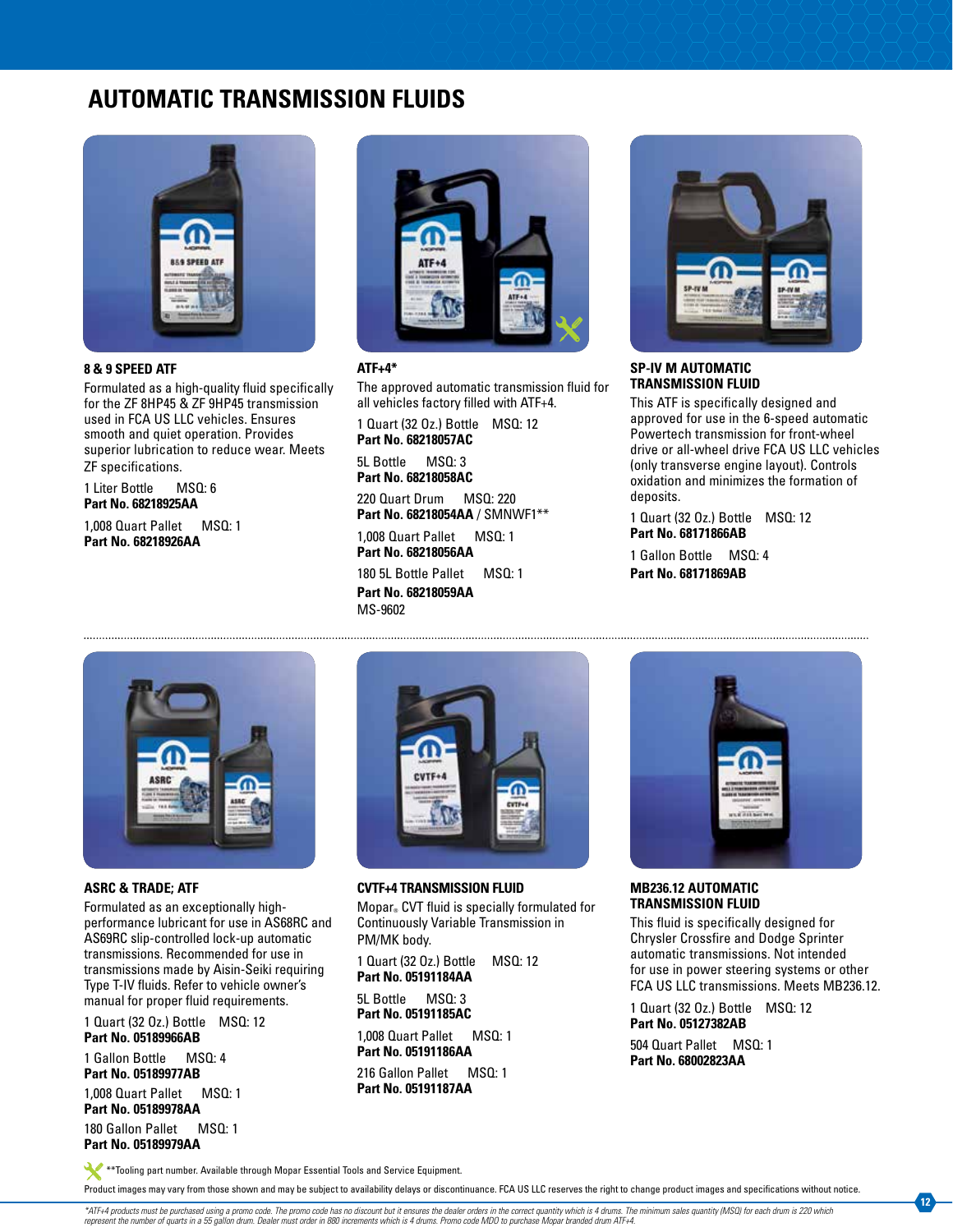# AUTOMATIC TRANSMISSION FLUIDS

### 8 & 9 SPEED ATF

Formulated as a high-quality fluid specifically for the ZF 8HP45 & ZF 9HP45 transmission used in FCA US LLC vehicles. Ensures smooth and quiet operation. Provides superior lubrication to reduce wear. Meets ZF specifications.

1 Liter Bottle MSQ: 6
**Part No. 68218925AA**

1,008 Quart Pallet MSQ: 1
**Part No. 68218926AA**

### ATF+4*

The approved automatic transmission fluid for all vehicles factory filled with ATF+4.

1 Quart (32 Oz.) Bottle MSQ: 12
**Part No. 68218057AC**

5L Bottle MSQ: 3
**Part No. 68218058AC**

220 Quart Drum MSQ: 220
**Part No. 68218054AA** / SMNWF1**

1,008 Quart Pallet MSQ: 1
**Part No. 68218056AA**

180 5L Bottle Pallet MSQ: 1
**Part No. 68218059AA**
MS-9602

### SP-IV M AUTOMATIC TRANSMISSION FLUID

This ATF is specifically designed and approved for use in the 6-speed automatic Powertech transmission for front-wheel drive or all-wheel drive FCA US LLC vehicles (only transverse engine layout). Controls oxidation and minimizes the formation of deposits.

1 Quart (32 Oz.) Bottle MSQ: 12
**Part No. 68171866AB**

1 Gallon Bottle MSQ: 4
**Part No. 68171869AB**

### ASRC & TRADE; ATF

Formulated as an exceptionally high-performance lubricant for use in AS68RC and AS69RC slip-controlled lock-up automatic transmissions. Recommended for use in transmissions made by Aisin-Seiki requiring Type T-IV fluids. Refer to vehicle owner's manual for proper fluid requirements.

1 Quart (32 Oz.) Bottle MSQ: 12
**Part No. 05189966AB**

1 Gallon Bottle MSQ: 4
**Part No. 05189977AB**

1,008 Quart Pallet MSQ: 1
**Part No. 05189978AA**

180 Gallon Pallet MSQ: 1
**Part No. 05189979AA**

### CVTF+4 TRANSMISSION FLUID

Mopar® CVT fluid is specially formulated for Continuously Variable Transmission in PM/MK body.

1 Quart (32 Oz.) Bottle MSQ: 12
**Part No. 05191184AA**

5L Bottle MSQ: 3
**Part No. 05191185AC**

1,008 Quart Pallet MSQ: 1
**Part No. 05191186AA**

216 Gallon Pallet MSQ: 1
**Part No. 05191187AA**

### MB236.12 AUTOMATIC TRANSMISSION FLUID

This fluid is specifically designed for Chrysler Crossfire and Dodge Sprinter automatic transmissions. Not intended for use in power steering systems or other FCA US LLC transmissions. Meets MB236.12.

1 Quart (32 Oz.) Bottle MSQ: 12
**Part No. 05127382AB**

504 Quart Pallet MSQ: 1
**Part No. 68002823AA**

**Tooling part number. Available through Mopar Essential Tools and Service Equipment.

Product images may vary from those shown and may be subject to availability delays or discontinuance. FCA US LLC reserves the right to change product images and specifications without notice.

*ATF+4 products must be purchased using a promo code. The promo code has no discount but it ensures the dealer orders in the correct quantity which is 4 drums. The minimum sales quantity (MSQ) for each drum is 220 which represent the number of quarts in a 55 gallon drum. Dealer must order in 880 increments which is 4 drums. Promo code MDO to purchase Mopar branded drum ATF+4.